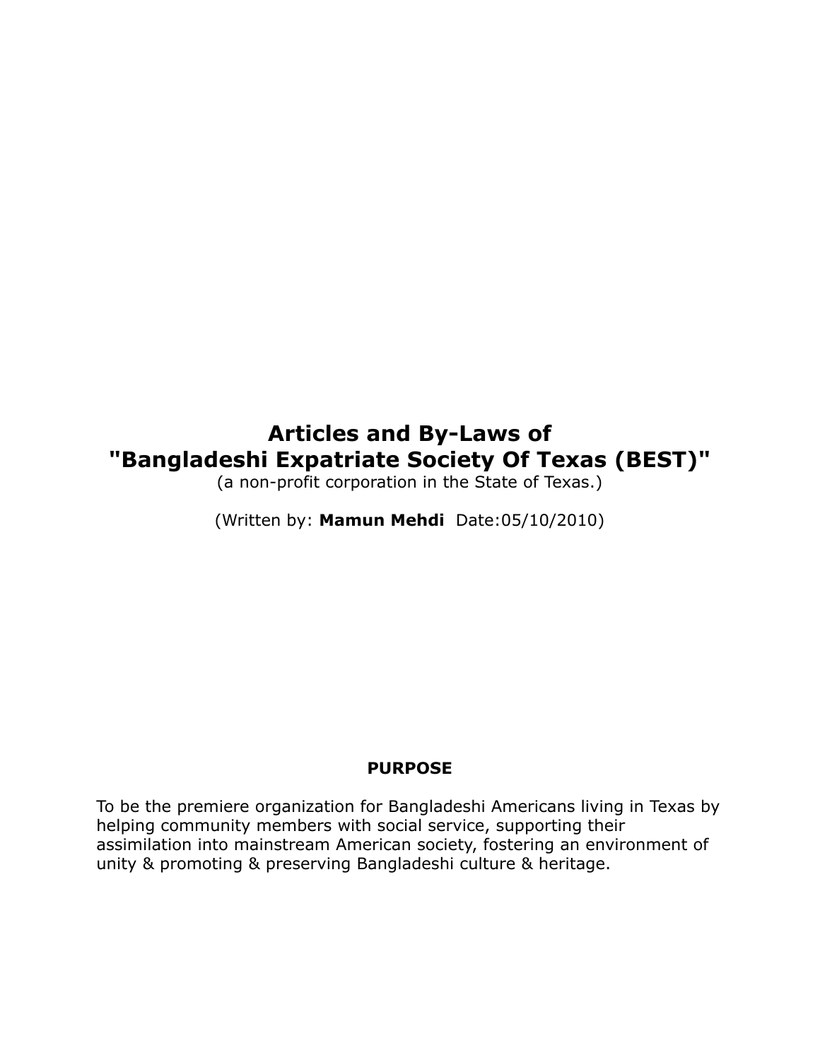# Articles and By-Laws of "Bangladeshi Expatriate Society Of Texas (BEST)"

(a non-profit corporation in the State of Texas.)

(Written by: **Mamun Mehdi** Date:05/10/2010)

## PURPOSE

To be the premiere organization for Bangladeshi Americans living in Texas by helping community members with social service, supporting their assimilation into mainstream American society, fostering an environment of unity & promoting & preserving Bangladeshi culture & heritage.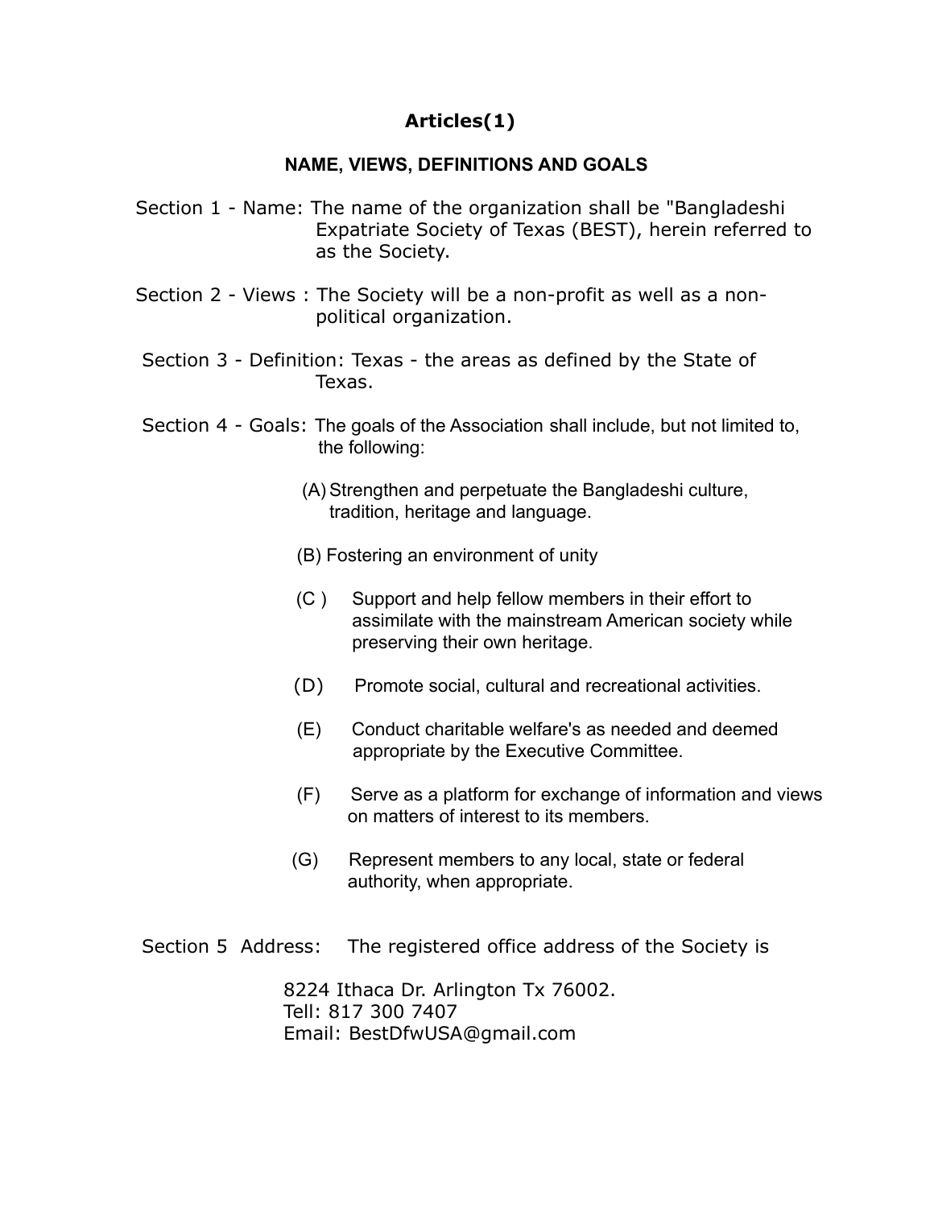## Articles(1)

### NAME, VIEWS, DEFINITIONS AND GOALS

Section 1 - Name: The name of the organization shall be "Bangladeshi Expatriate Society of Texas (BEST), herein referred to as the Society.

Section 2 - Views : The Society will be a non-profit as well as a non-political organization.

Section 3 - Definition: Texas - the areas as defined by the State of Texas.

Section 4 - Goals: The goals of the Association shall include, but not limited to, the following:

(A) Strengthen and perpetuate the Bangladeshi culture, tradition, heritage and language.

(B) Fostering an environment of unity

(C ) Support and help fellow members in their effort to assimilate with the mainstream American society while preserving their own heritage.

(D) Promote social, cultural and recreational activities.

(E) Conduct charitable welfare's as needed and deemed appropriate by the Executive Committee.

(F) Serve as a platform for exchange of information and views on matters of interest to its members.

(G) Represent members to any local, state or federal authority, when appropriate.

Section 5 Address: The registered office address of the Society is

8224 Ithaca Dr. Arlington Tx 76002.
Tell: 817 300 7407
Email: BestDfwUSA@gmail.com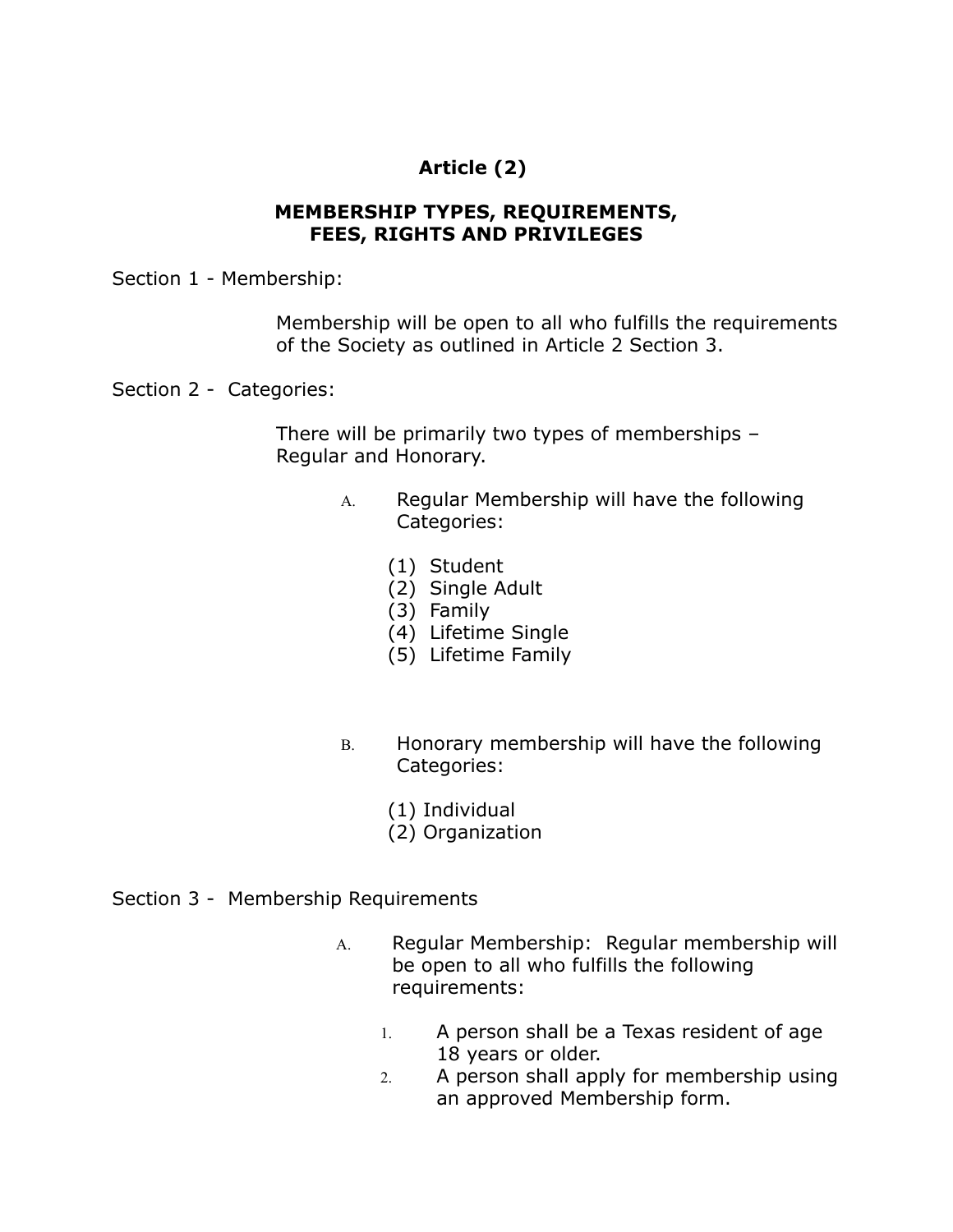# Article (2)

## MEMBERSHIP TYPES, REQUIREMENTS, FEES, RIGHTS AND PRIVILEGES

Section 1 - Membership:

Membership will be open to all who fulfills the requirements of the Society as outlined in Article 2 Section 3.

Section 2 - Categories:

There will be primarily two types of memberships – Regular and Honorary.

A. Regular Membership will have the following Categories:

   (1) Student
   (2) Single Adult
   (3) Family
   (4) Lifetime Single
   (5) Lifetime Family

B. Honorary membership will have the following Categories:

   (1) Individual
   (2) Organization

Section 3 - Membership Requirements

A. Regular Membership: Regular membership will be open to all who fulfills the following requirements:

   1. A person shall be a Texas resident of age 18 years or older.
   2. A person shall apply for membership using an approved Membership form.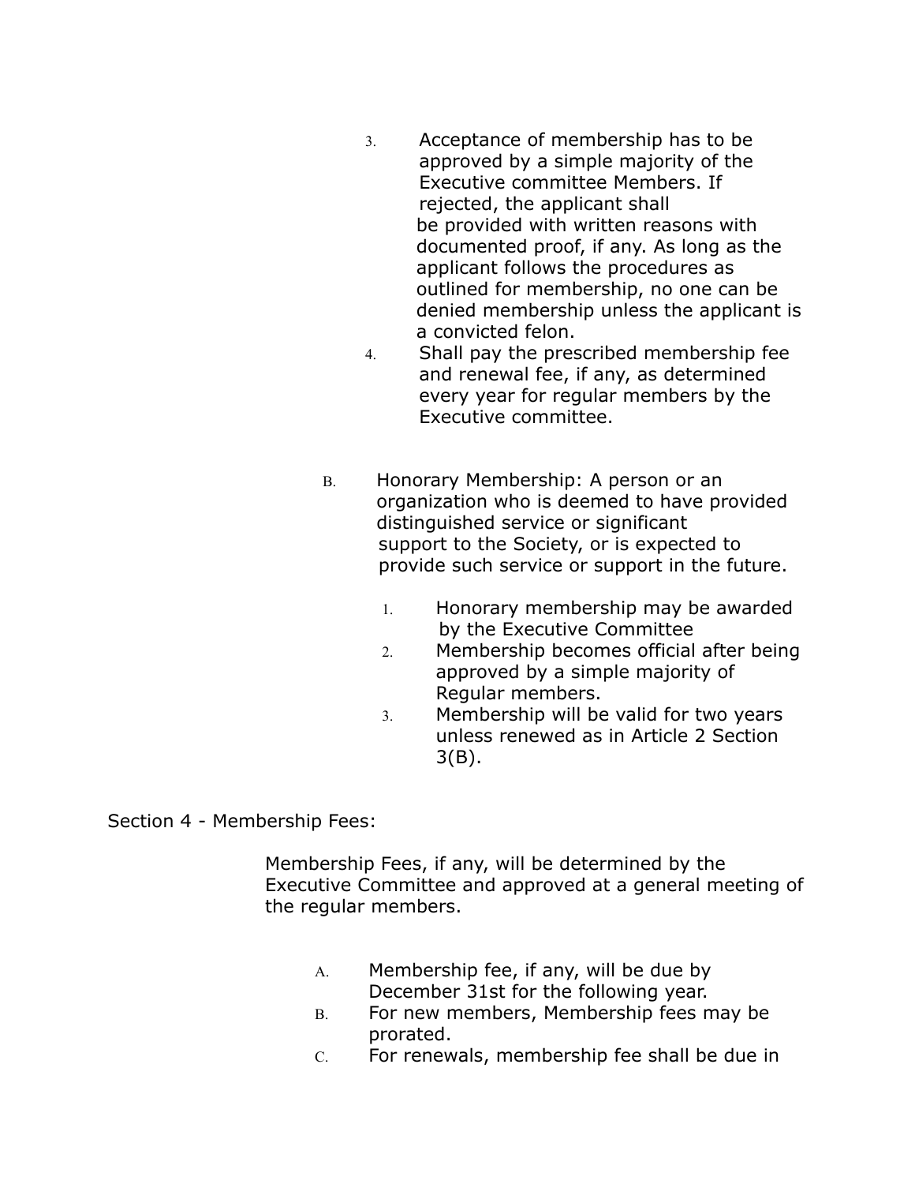3. Acceptance of membership has to be approved by a simple majority of the Executive committee Members. If rejected, the applicant shall be provided with written reasons with documented proof, if any. As long as the applicant follows the procedures as outlined for membership, no one can be denied membership unless the applicant is a convicted felon.
4. Shall pay the prescribed membership fee and renewal fee, if any, as determined every year for regular members by the Executive committee.

B. Honorary Membership: A person or an organization who is deemed to have provided distinguished service or significant support to the Society, or is expected to provide such service or support in the future.

   1. Honorary membership may be awarded by the Executive Committee
   2. Membership becomes official after being approved by a simple majority of Regular members.
   3. Membership will be valid for two years unless renewed as in Article 2 Section 3(B).

Section 4 - Membership Fees:

Membership Fees, if any, will be determined by the Executive Committee and approved at a general meeting of the regular members.

A. Membership fee, if any, will be due by December 31st for the following year.
B. For new members, Membership fees may be prorated.
C. For renewals, membership fee shall be due in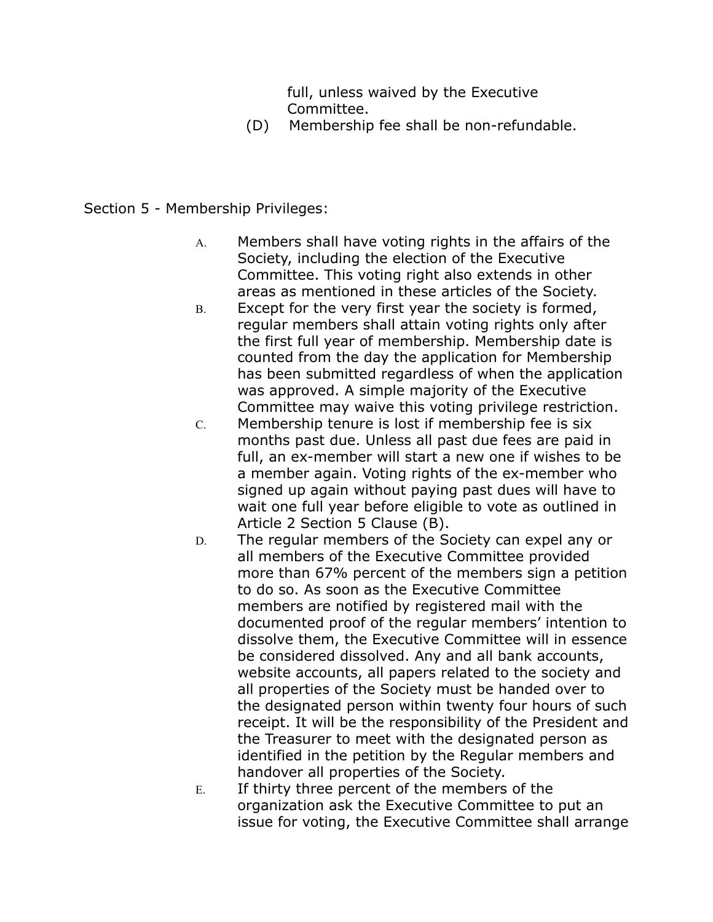full, unless waived by the Executive Committee.

(D) Membership fee shall be non-refundable.

Section 5 - Membership Privileges:

A. Members shall have voting rights in the affairs of the Society, including the election of the Executive Committee. This voting right also extends in other areas as mentioned in these articles of the Society.

B. Except for the very first year the society is formed, regular members shall attain voting rights only after the first full year of membership. Membership date is counted from the day the application for Membership has been submitted regardless of when the application was approved. A simple majority of the Executive Committee may waive this voting privilege restriction.

C. Membership tenure is lost if membership fee is six months past due. Unless all past due fees are paid in full, an ex-member will start a new one if wishes to be a member again. Voting rights of the ex-member who signed up again without paying past dues will have to wait one full year before eligible to vote as outlined in Article 2 Section 5 Clause (B).

D. The regular members of the Society can expel any or all members of the Executive Committee provided more than 67% percent of the members sign a petition to do so. As soon as the Executive Committee members are notified by registered mail with the documented proof of the regular members' intention to dissolve them, the Executive Committee will in essence be considered dissolved. Any and all bank accounts, website accounts, all papers related to the society and all properties of the Society must be handed over to the designated person within twenty four hours of such receipt. It will be the responsibility of the President and the Treasurer to meet with the designated person as identified in the petition by the Regular members and handover all properties of the Society.

E. If thirty three percent of the members of the organization ask the Executive Committee to put an issue for voting, the Executive Committee shall arrange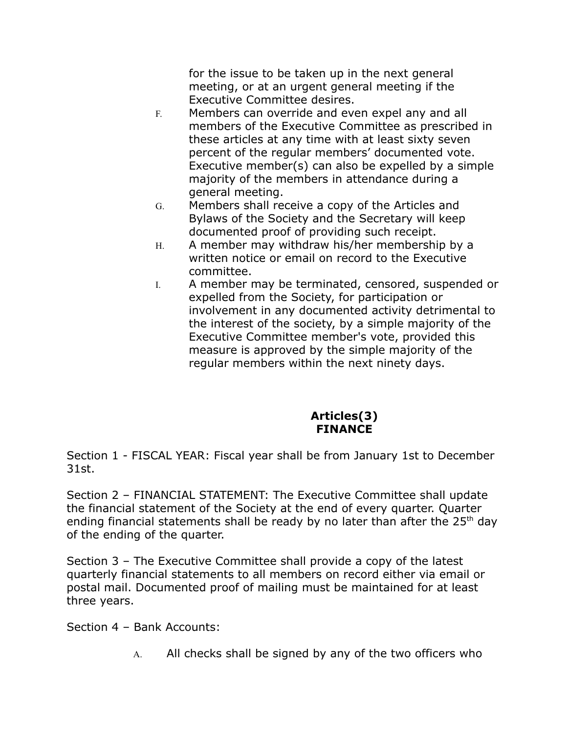for the issue to be taken up in the next general meeting, or at an urgent general meeting if the Executive Committee desires.

F. Members can override and even expel any and all members of the Executive Committee as prescribed in these articles at any time with at least sixty seven percent of the regular members' documented vote. Executive member(s) can also be expelled by a simple majority of the members in attendance during a general meeting.

G. Members shall receive a copy of the Articles and Bylaws of the Society and the Secretary will keep documented proof of providing such receipt.

H. A member may withdraw his/her membership by a written notice or email on record to the Executive committee.

I. A member may be terminated, censored, suspended or expelled from the Society, for participation or involvement in any documented activity detrimental to the interest of the society, by a simple majority of the Executive Committee member's vote, provided this measure is approved by the simple majority of the regular members within the next ninety days.

## Articles(3)
## FINANCE

Section 1 - FISCAL YEAR: Fiscal year shall be from January 1st to December 31st.

Section 2 – FINANCIAL STATEMENT: The Executive Committee shall update the financial statement of the Society at the end of every quarter. Quarter ending financial statements shall be ready by no later than after the 25th day of the ending of the quarter.

Section 3 – The Executive Committee shall provide a copy of the latest quarterly financial statements to all members on record either via email or postal mail. Documented proof of mailing must be maintained for at least three years.

Section 4 – Bank Accounts:

A. All checks shall be signed by any of the two officers who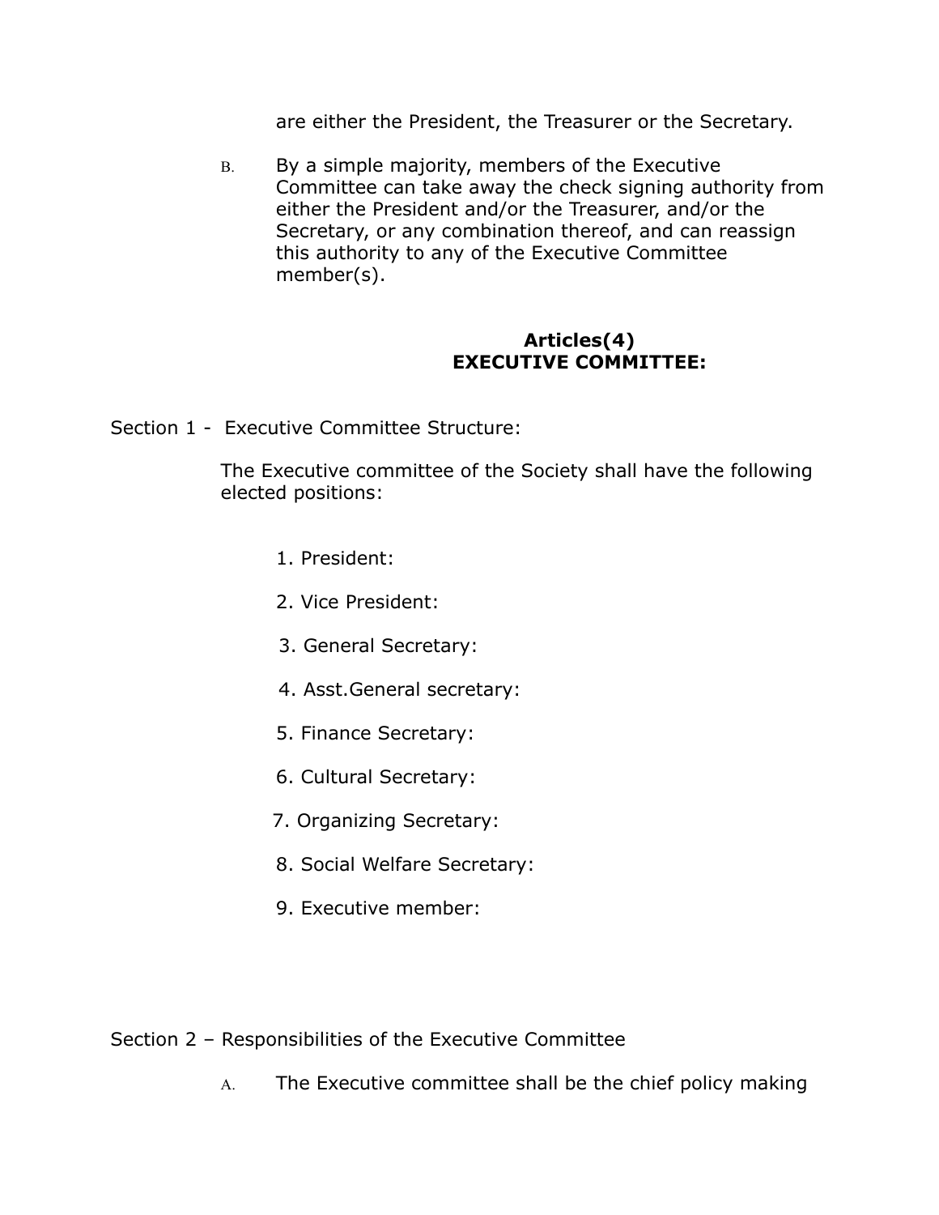are either the President, the Treasurer or the Secretary.

B. By a simple majority, members of the Executive Committee can take away the check signing authority from either the President and/or the Treasurer, and/or the Secretary, or any combination thereof, and can reassign this authority to any of the Executive Committee member(s).

## Articles(4)
## EXECUTIVE COMMITTEE:

Section 1 - Executive Committee Structure:

The Executive committee of the Society shall have the following elected positions:

1. President:
2. Vice President:
3. General Secretary:
4. Asst.General secretary:
5. Finance Secretary:
6. Cultural Secretary:
7. Organizing Secretary:
8. Social Welfare Secretary:
9. Executive member:

Section 2 – Responsibilities of the Executive Committee

A. The Executive committee shall be the chief policy making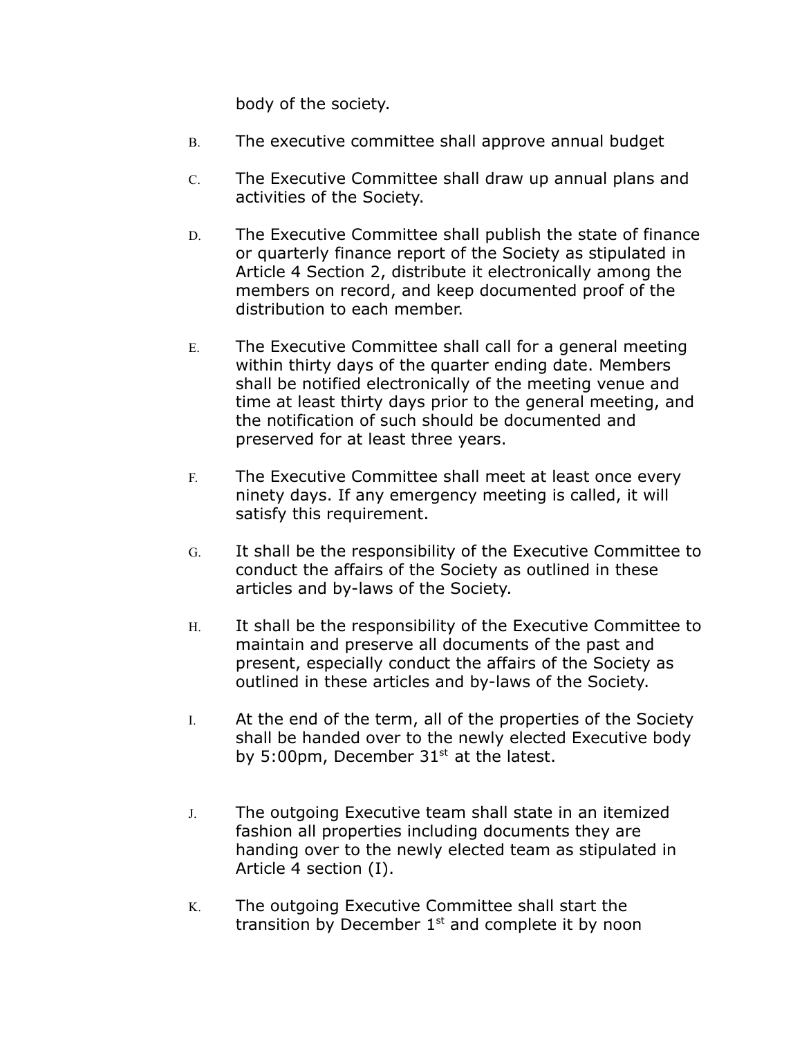body of the society.

B. The executive committee shall approve annual budget

C. The Executive Committee shall draw up annual plans and activities of the Society.

D. The Executive Committee shall publish the state of finance or quarterly finance report of the Society as stipulated in Article 4 Section 2, distribute it electronically among the members on record, and keep documented proof of the distribution to each member.

E. The Executive Committee shall call for a general meeting within thirty days of the quarter ending date. Members shall be notified electronically of the meeting venue and time at least thirty days prior to the general meeting, and the notification of such should be documented and preserved for at least three years.

F. The Executive Committee shall meet at least once every ninety days. If any emergency meeting is called, it will satisfy this requirement.

G. It shall be the responsibility of the Executive Committee to conduct the affairs of the Society as outlined in these articles and by-laws of the Society.

H. It shall be the responsibility of the Executive Committee to maintain and preserve all documents of the past and present, especially conduct the affairs of the Society as outlined in these articles and by-laws of the Society.

I. At the end of the term, all of the properties of the Society shall be handed over to the newly elected Executive body by 5:00pm, December 31st at the latest.

J. The outgoing Executive team shall state in an itemized fashion all properties including documents they are handing over to the newly elected team as stipulated in Article 4 section (I).

K. The outgoing Executive Committee shall start the transition by December 1st and complete it by noon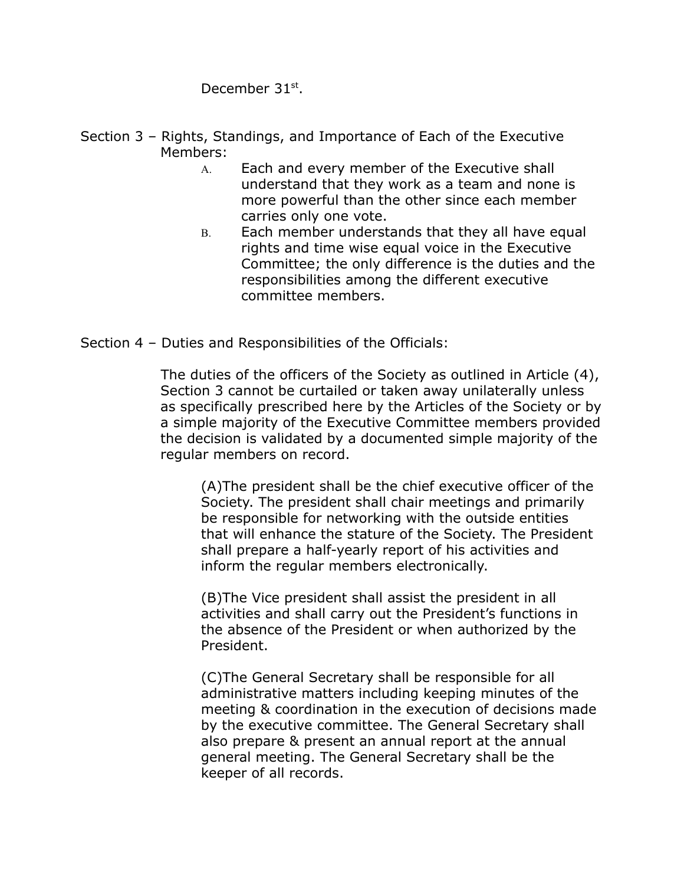December 31st.

Section 3 – Rights, Standings, and Importance of Each of the Executive Members:

A. Each and every member of the Executive shall understand that they work as a team and none is more powerful than the other since each member carries only one vote.

B. Each member understands that they all have equal rights and time wise equal voice in the Executive Committee; the only difference is the duties and the responsibilities among the different executive committee members.

Section 4 – Duties and Responsibilities of the Officials:

The duties of the officers of the Society as outlined in Article (4), Section 3 cannot be curtailed or taken away unilaterally unless as specifically prescribed here by the Articles of the Society or by a simple majority of the Executive Committee members provided the decision is validated by a documented simple majority of the regular members on record.

(A)The president shall be the chief executive officer of the Society. The president shall chair meetings and primarily be responsible for networking with the outside entities that will enhance the stature of the Society. The President shall prepare a half-yearly report of his activities and inform the regular members electronically.

(B)The Vice president shall assist the president in all activities and shall carry out the President's functions in the absence of the President or when authorized by the President.

(C)The General Secretary shall be responsible for all administrative matters including keeping minutes of the meeting & coordination in the execution of decisions made by the executive committee. The General Secretary shall also prepare & present an annual report at the annual general meeting. The General Secretary shall be the keeper of all records.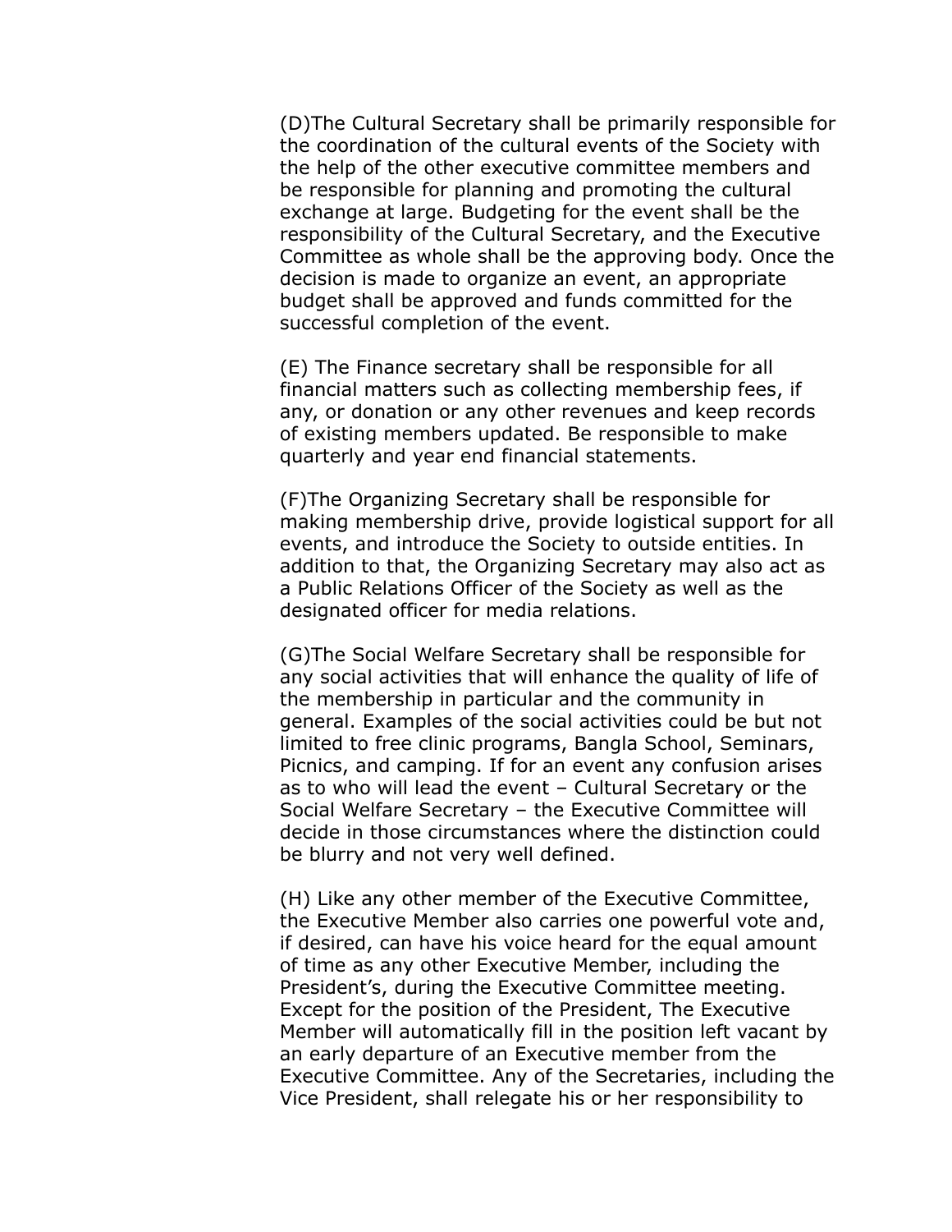(D)The Cultural Secretary shall be primarily responsible for the coordination of the cultural events of the Society with the help of the other executive committee members and be responsible for planning and promoting the cultural exchange at large. Budgeting for the event shall be the responsibility of the Cultural Secretary, and the Executive Committee as whole shall be the approving body. Once the decision is made to organize an event, an appropriate budget shall be approved and funds committed for the successful completion of the event.

(E) The Finance secretary shall be responsible for all financial matters such as collecting membership fees, if any, or donation or any other revenues and keep records of existing members updated. Be responsible to make quarterly and year end financial statements.

(F)The Organizing Secretary shall be responsible for making membership drive, provide logistical support for all events, and introduce the Society to outside entities. In addition to that, the Organizing Secretary may also act as a Public Relations Officer of the Society as well as the designated officer for media relations.

(G)The Social Welfare Secretary shall be responsible for any social activities that will enhance the quality of life of the membership in particular and the community in general. Examples of the social activities could be but not limited to free clinic programs, Bangla School, Seminars, Picnics, and camping. If for an event any confusion arises as to who will lead the event – Cultural Secretary or the Social Welfare Secretary – the Executive Committee will decide in those circumstances where the distinction could be blurry and not very well defined.

(H) Like any other member of the Executive Committee, the Executive Member also carries one powerful vote and, if desired, can have his voice heard for the equal amount of time as any other Executive Member, including the President's, during the Executive Committee meeting. Except for the position of the President, The Executive Member will automatically fill in the position left vacant by an early departure of an Executive member from the Executive Committee. Any of the Secretaries, including the Vice President, shall relegate his or her responsibility to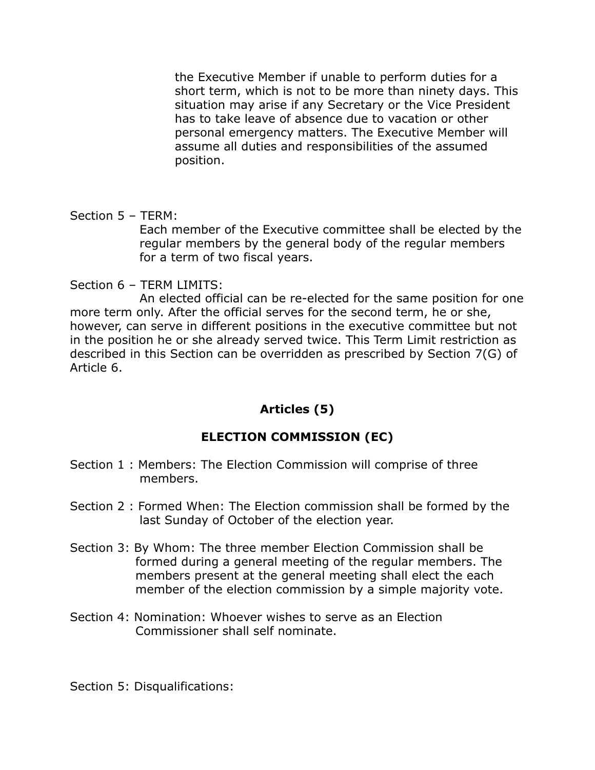the Executive Member if unable to perform duties for a short term, which is not to be more than ninety days. This situation may arise if any Secretary or the Vice President has to take leave of absence due to vacation or other personal emergency matters. The Executive Member will assume all duties and responsibilities of the assumed position.

Section 5 – TERM:

Each member of the Executive committee shall be elected by the regular members by the general body of the regular members for a term of two fiscal years.

Section 6 – TERM LIMITS:

An elected official can be re-elected for the same position for one more term only. After the official serves for the second term, he or she, however, can serve in different positions in the executive committee but not in the position he or she already served twice. This Term Limit restriction as described in this Section can be overridden as prescribed by Section 7(G) of Article 6.

## Articles (5)

## ELECTION COMMISSION (EC)

Section 1 : Members: The Election Commission will comprise of three members.

Section 2 : Formed When: The Election commission shall be formed by the last Sunday of October of the election year.

Section 3: By Whom: The three member Election Commission shall be formed during a general meeting of the regular members. The members present at the general meeting shall elect the each member of the election commission by a simple majority vote.

Section 4: Nomination: Whoever wishes to serve as an Election Commissioner shall self nominate.

Section 5: Disqualifications: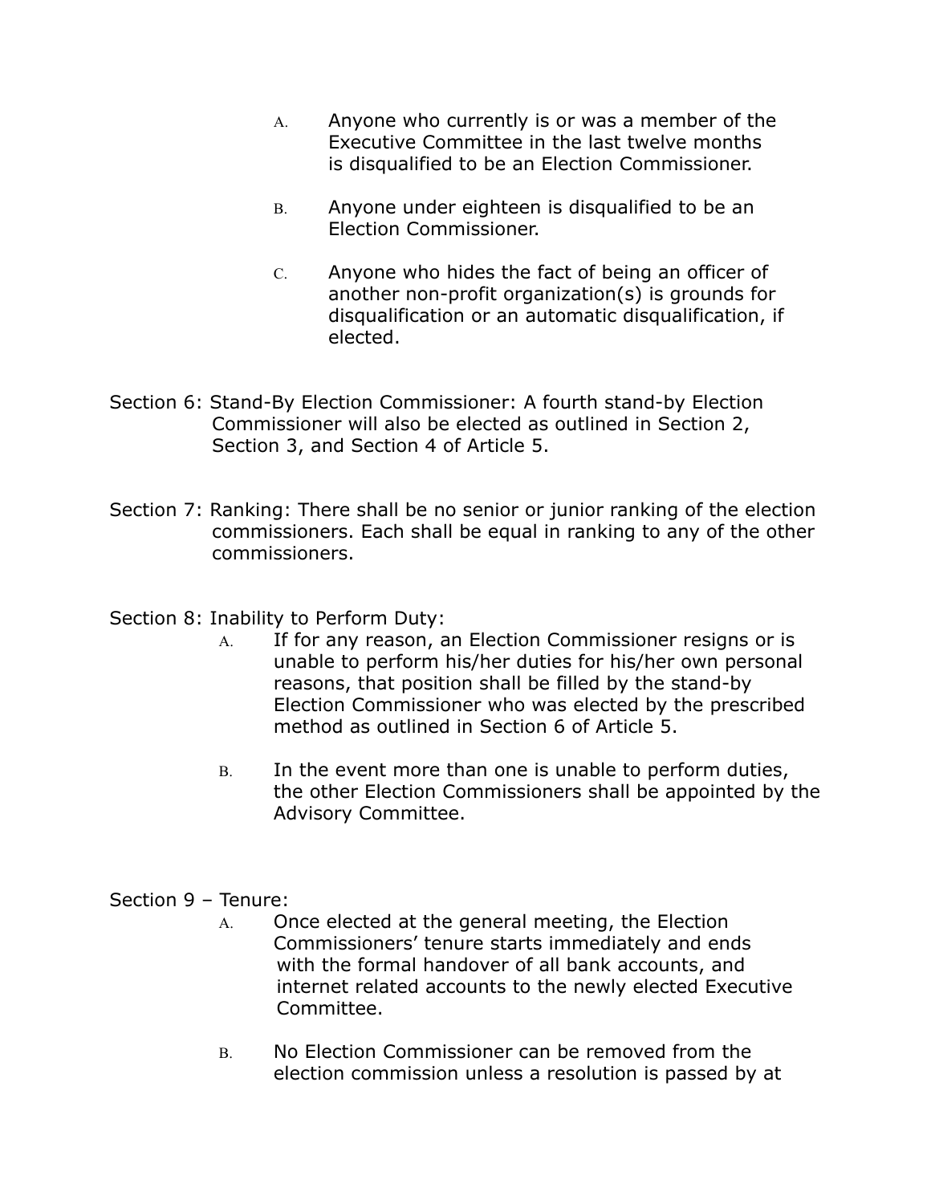A. Anyone who currently is or was a member of the Executive Committee in the last twelve months is disqualified to be an Election Commissioner.

B. Anyone under eighteen is disqualified to be an Election Commissioner.

C. Anyone who hides the fact of being an officer of another non-profit organization(s) is grounds for disqualification or an automatic disqualification, if elected.

Section 6: Stand-By Election Commissioner: A fourth stand-by Election Commissioner will also be elected as outlined in Section 2, Section 3, and Section 4 of Article 5.

Section 7: Ranking: There shall be no senior or junior ranking of the election commissioners. Each shall be equal in ranking to any of the other commissioners.

Section 8: Inability to Perform Duty:

A. If for any reason, an Election Commissioner resigns or is unable to perform his/her duties for his/her own personal reasons, that position shall be filled by the stand-by Election Commissioner who was elected by the prescribed method as outlined in Section 6 of Article 5.

B. In the event more than one is unable to perform duties, the other Election Commissioners shall be appointed by the Advisory Committee.

Section 9 – Tenure:

A. Once elected at the general meeting, the Election Commissioners' tenure starts immediately and ends with the formal handover of all bank accounts, and internet related accounts to the newly elected Executive Committee.

B. No Election Commissioner can be removed from the election commission unless a resolution is passed by at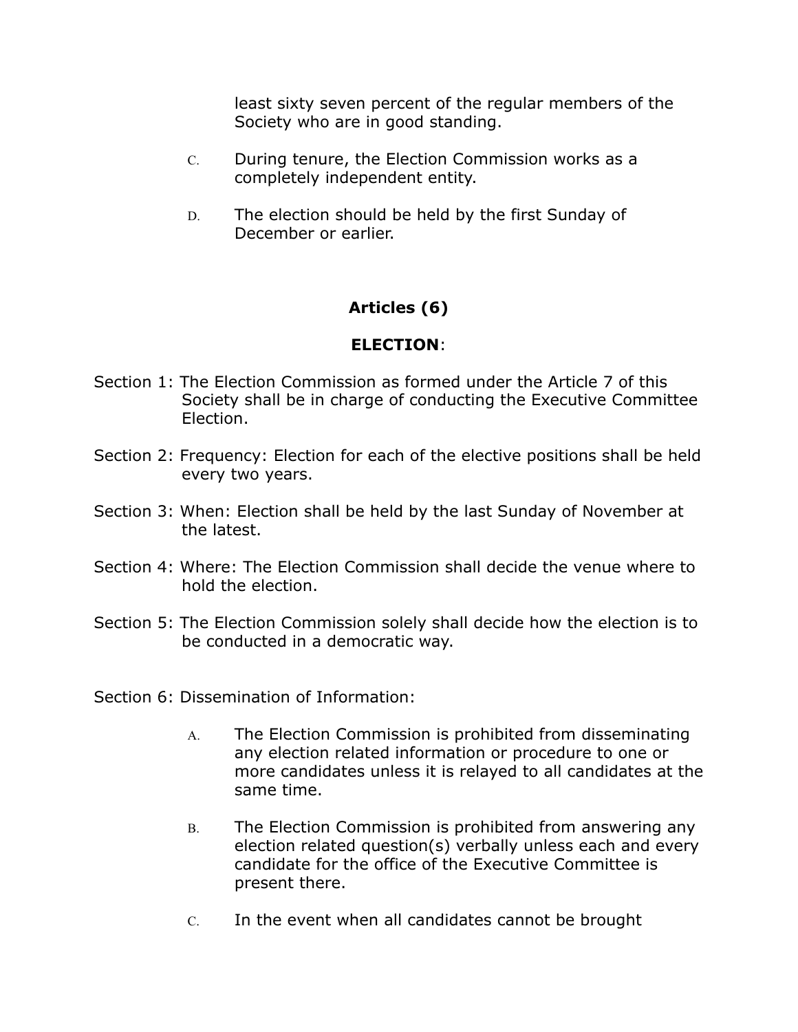least sixty seven percent of the regular members of the Society who are in good standing.

C. During tenure, the Election Commission works as a completely independent entity.

D. The election should be held by the first Sunday of December or earlier.

## Articles (6)

## ELECTION:

Section 1: The Election Commission as formed under the Article 7 of this Society shall be in charge of conducting the Executive Committee Election.

Section 2: Frequency: Election for each of the elective positions shall be held every two years.

Section 3: When: Election shall be held by the last Sunday of November at the latest.

Section 4: Where: The Election Commission shall decide the venue where to hold the election.

Section 5: The Election Commission solely shall decide how the election is to be conducted in a democratic way.

Section 6: Dissemination of Information:

A. The Election Commission is prohibited from disseminating any election related information or procedure to one or more candidates unless it is relayed to all candidates at the same time.

B. The Election Commission is prohibited from answering any election related question(s) verbally unless each and every candidate for the office of the Executive Committee is present there.

C. In the event when all candidates cannot be brought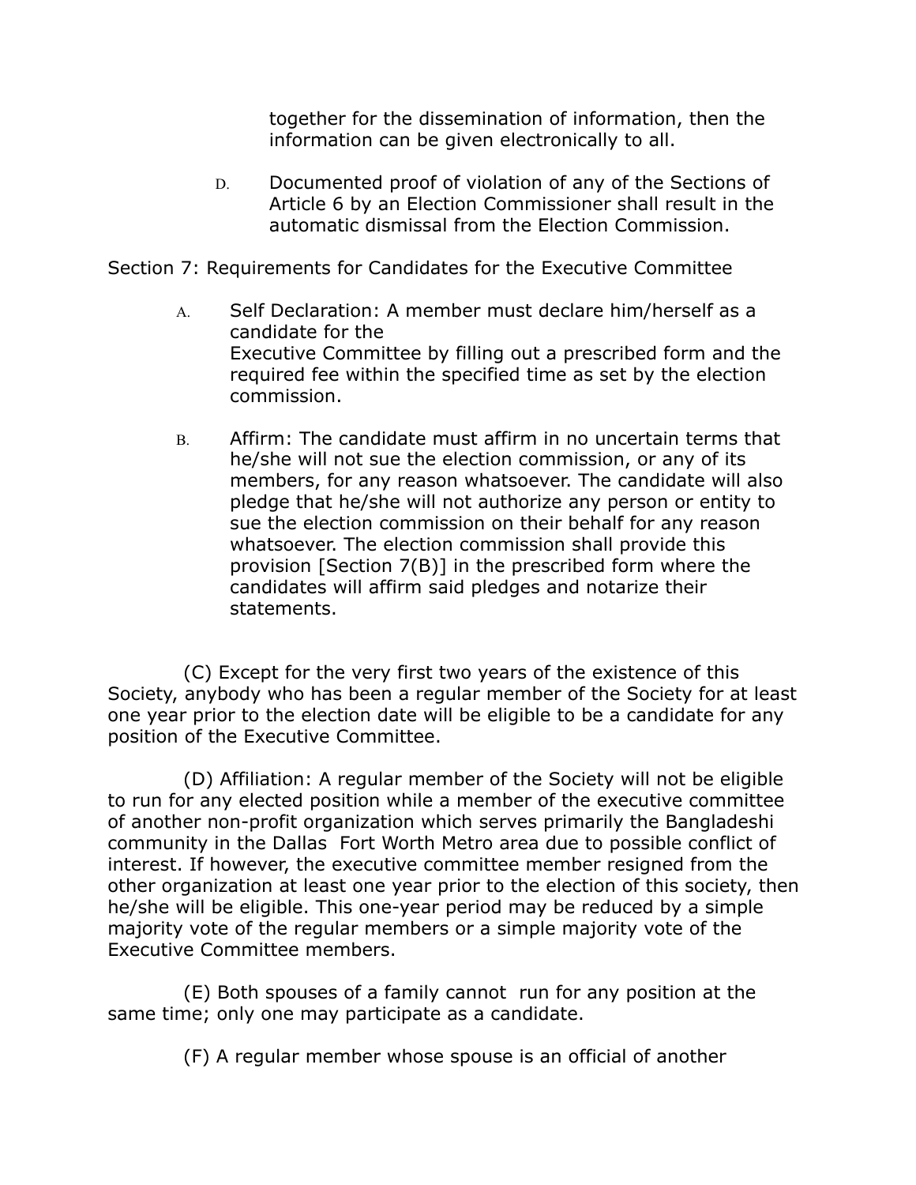together for the dissemination of information, then the information can be given electronically to all.

D. Documented proof of violation of any of the Sections of Article 6 by an Election Commissioner shall result in the automatic dismissal from the Election Commission.

Section 7: Requirements for Candidates for the Executive Committee

A. Self Declaration: A member must declare him/herself as a candidate for the Executive Committee by filling out a prescribed form and the required fee within the specified time as set by the election commission.

B. Affirm: The candidate must affirm in no uncertain terms that he/she will not sue the election commission, or any of its members, for any reason whatsoever. The candidate will also pledge that he/she will not authorize any person or entity to sue the election commission on their behalf for any reason whatsoever. The election commission shall provide this provision [Section 7(B)] in the prescribed form where the candidates will affirm said pledges and notarize their statements.

(C) Except for the very first two years of the existence of this Society, anybody who has been a regular member of the Society for at least one year prior to the election date will be eligible to be a candidate for any position of the Executive Committee.

(D) Affiliation: A regular member of the Society will not be eligible to run for any elected position while a member of the executive committee of another non-profit organization which serves primarily the Bangladeshi community in the Dallas Fort Worth Metro area due to possible conflict of interest. If however, the executive committee member resigned from the other organization at least one year prior to the election of this society, then he/she will be eligible. This one-year period may be reduced by a simple majority vote of the regular members or a simple majority vote of the Executive Committee members.

(E) Both spouses of a family cannot run for any position at the same time; only one may participate as a candidate.

(F) A regular member whose spouse is an official of another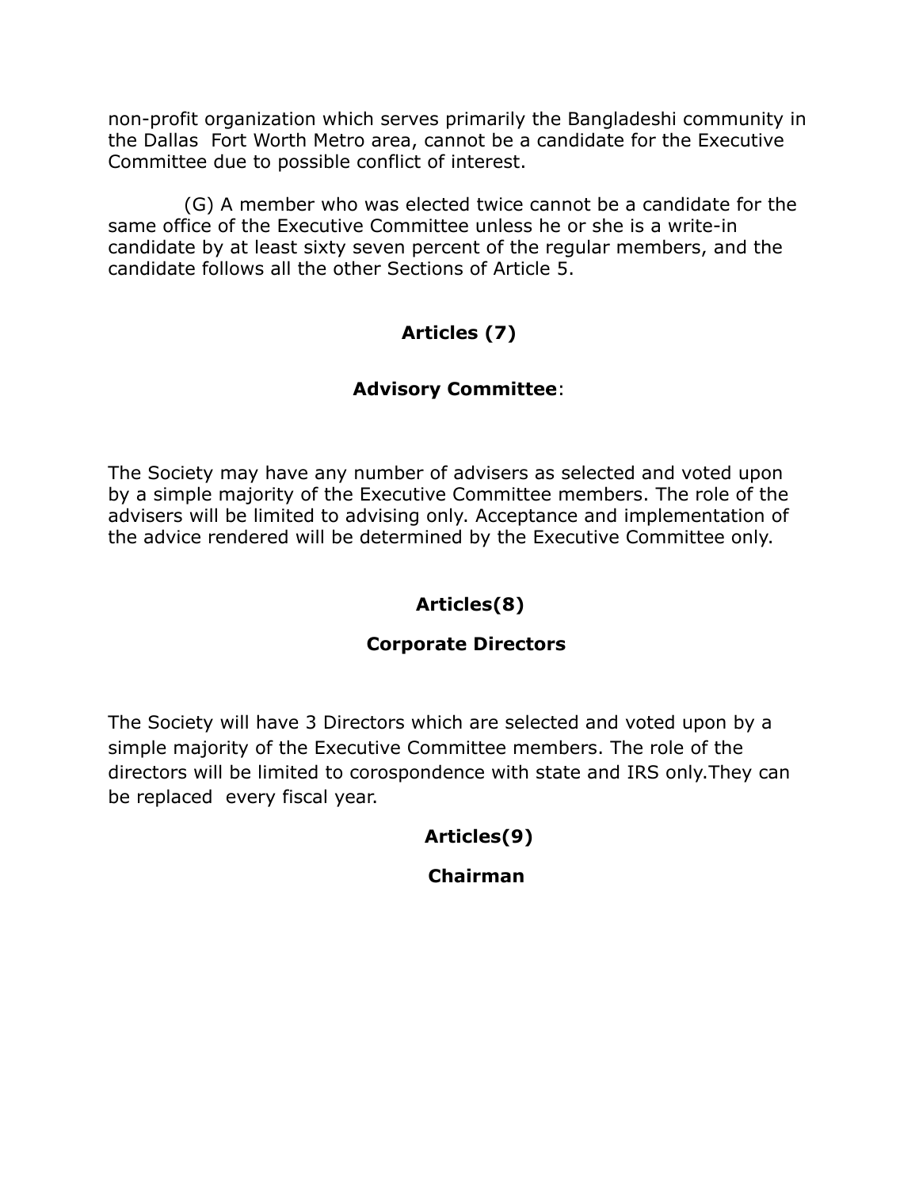non-profit organization which serves primarily the Bangladeshi community in the Dallas Fort Worth Metro area, cannot be a candidate for the Executive Committee due to possible conflict of interest.

(G) A member who was elected twice cannot be a candidate for the same office of the Executive Committee unless he or she is a write-in candidate by at least sixty seven percent of the regular members, and the candidate follows all the other Sections of Article 5.

## Articles (7)

### Advisory Committee:

The Society may have any number of advisers as selected and voted upon by a simple majority of the Executive Committee members. The role of the advisers will be limited to advising only. Acceptance and implementation of the advice rendered will be determined by the Executive Committee only.

## Articles(8)

### Corporate Directors

The Society will have 3 Directors which are selected and voted upon by a simple majority of the Executive Committee members. The role of the directors will be limited to corospondence with state and IRS only.They can be replaced every fiscal year.

## Articles(9)

### Chairman